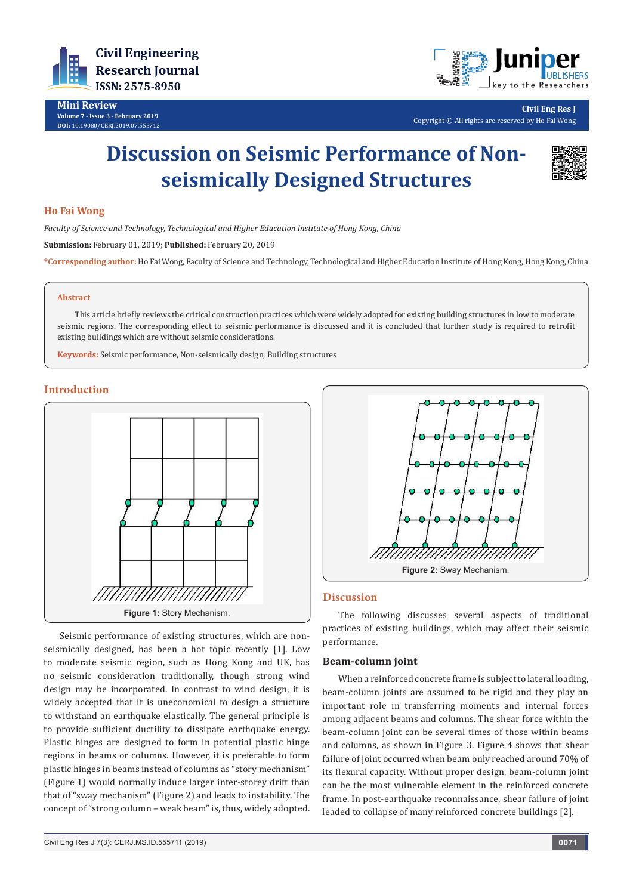Mini Review

# Discussion on Seismic Performance of Non-seismically Designed Structures

**Ho Fai Wong**

*Faculty of Science and Technology, Technological and Higher Education Institute of Hong Kong, China*

**Submission:** February 01, 2019; **Published:** February 20, 2019

***Corresponding author:** Ho Fai Wong, Faculty of Science and Technology, Technological and Higher Education Institute of Hong Kong, Hong Kong, China

**Abstract**

This article briefly reviews the critical construction practices which were widely adopted for existing building structures in low to moderate seismic regions. The corresponding effect to seismic performance is discussed and it is concluded that further study is required to retrofit existing buildings which are without seismic considerations.

**Keywords:** Seismic performance, Non-seismically design, Building structures

## Introduction

**Figure 1:** Story Mechanism.

Seismic performance of existing structures, which are non-seismically designed, has been a hot topic recently [1]. Low to moderate seismic region, such as Hong Kong and UK, has no seismic consideration traditionally, though strong wind design may be incorporated. In contrast to wind design, it is widely accepted that it is uneconomical to design a structure to withstand an earthquake elastically. The general principle is to provide sufficient ductility to dissipate earthquake energy. Plastic hinges are designed to form in potential plastic hinge regions in beams or columns. However, it is preferable to form plastic hinges in beams instead of columns as "story mechanism" (Figure 1) would normally induce larger inter-storey drift than that of "sway mechanism" (Figure 2) and leads to instability. The concept of "strong column – weak beam" is, thus, widely adopted.

**Figure 2:** Sway Mechanism.

## Discussion

The following discusses several aspects of traditional practices of existing buildings, which may affect their seismic performance.

### Beam-column joint

When a reinforced concrete frame is subject to lateral loading, beam-column joints are assumed to be rigid and they play an important role in transferring moments and internal forces among adjacent beams and columns. The shear force within the beam-column joint can be several times of those within beams and columns, as shown in Figure 3. Figure 4 shows that shear failure of joint occurred when beam only reached around 70% of its flexural capacity. Without proper design, beam-column joint can be the most vulnerable element in the reinforced concrete frame. In post-earthquake reconnaissance, shear failure of joint leaded to collapse of many reinforced concrete buildings [2].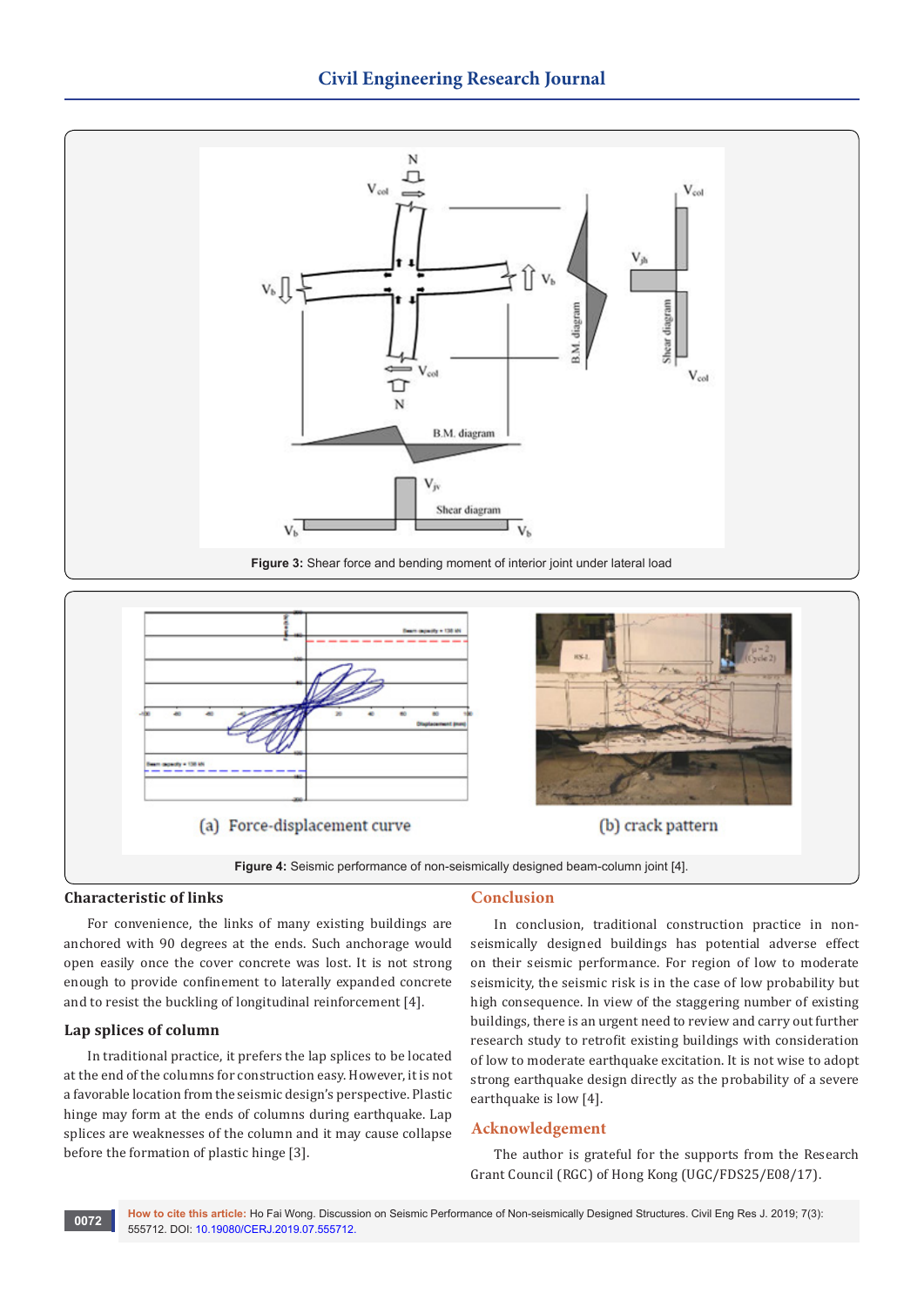Figure 3: Shear force and bending moment of interior joint under lateral load

Figure 4: Seismic performance of non-seismically designed beam-column joint [4].

## Characteristic of links

For convenience, the links of many existing buildings are anchored with 90 degrees at the ends. Such anchorage would open easily once the cover concrete was lost. It is not strong enough to provide confinement to laterally expanded concrete and to resist the buckling of longitudinal reinforcement [4].

## Lap splices of column

In traditional practice, it prefers the lap splices to be located at the end of the columns for construction easy. However, it is not a favorable location from the seismic design's perspective. Plastic hinge may form at the ends of columns during earthquake. Lap splices are weaknesses of the column and it may cause collapse before the formation of plastic hinge [3].

## Conclusion

In conclusion, traditional construction practice in non-seismically designed buildings has potential adverse effect on their seismic performance. For region of low to moderate seismicity, the seismic risk is in the case of low probability but high consequence. In view of the staggering number of existing buildings, there is an urgent need to review and carry out further research study to retrofit existing buildings with consideration of low to moderate earthquake excitation. It is not wise to adopt strong earthquake design directly as the probability of a severe earthquake is low [4].

## Acknowledgement

The author is grateful for the supports from the Research Grant Council (RGC) of Hong Kong (UGC/FDS25/E08/17).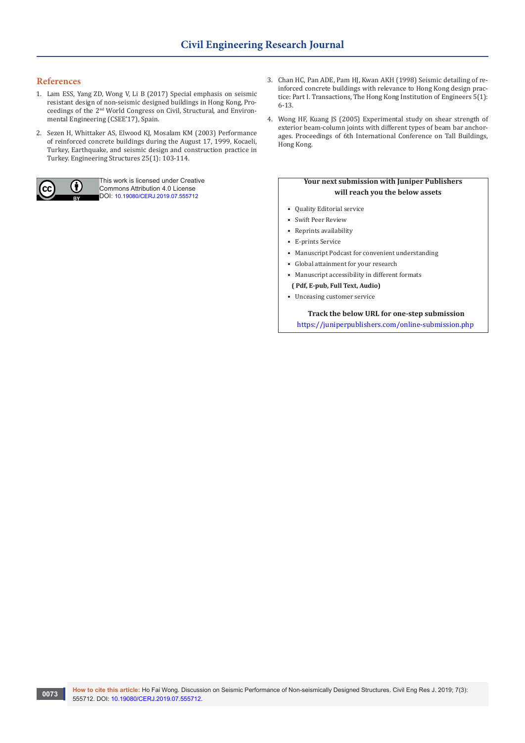## References

1. Lam ESS, Yang ZD, Wong V, Li B (2017) Special emphasis on seismic resistant design of non-seismic designed buildings in Hong Kong, Proceedings of the 2nd World Congress on Civil, Structural, and Environmental Engineering (CSEE'17), Spain.
2. Sezen H, Whittaker AS, Elwood KJ, Mosalam KM (2003) Performance of reinforced concrete buildings during the August 17, 1999, Kocaeli, Turkey, Earthquake, and seismic design and construction practice in Turkey. Engineering Structures 25(1): 103-114.
3. Chan HC, Pan ADE, Pam HJ, Kwan AKH (1998) Seismic detailing of reinforced concrete buildings with relevance to Hong Kong design practice: Part I. Transactions, The Hong Kong Institution of Engineers 5(1): 6-13.
4. Wong HF, Kuang JS (2005) Experimental study on shear strength of exterior beam-column joints with different types of beam bar anchorages. Proceedings of 6th International Conference on Tall Buildings, Hong Kong.

This work is licensed under Creative Commons Attribution 4.0 License
DOI: 10.19080/CERJ.2019.07.555712

**Your next submission with Juniper Publishers will reach you the below assets**

- Quality Editorial service
- Swift Peer Review
- Reprints availability
- E-prints Service
- Manuscript Podcast for convenient understanding
- Global attainment for your research
- Manuscript accessibility in different formats

**( Pdf, E-pub, Full Text, Audio)**

- Unceasing customer service

**Track the below URL for one-step submission**

https://juniperpublishers.com/online-submission.php

**How to cite this article:** Ho Fai Wong. Discussion on Seismic Performance of Non-seismically Designed Structures. Civil Eng Res J. 2019; 7(3): 555712. DOI: 10.19080/CERJ.2019.07.555712.